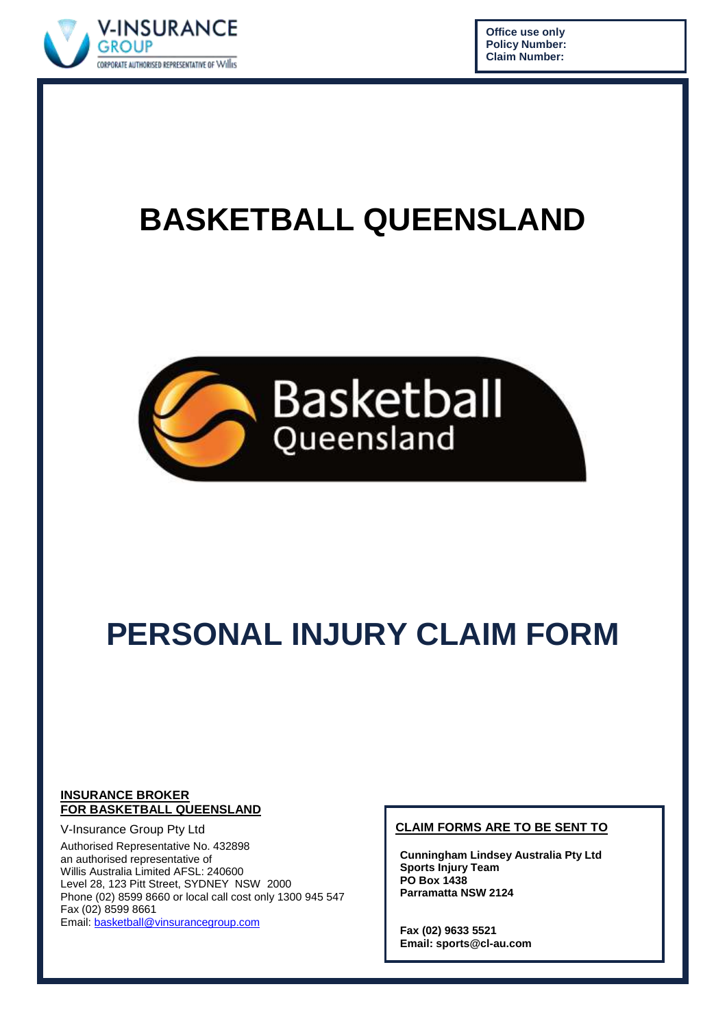V-INSURANCE GROUP
CORPORATE AUTHORISED REPRESENTATIVE OF Willis

**Office use only**
**Policy Number:**
**Claim Number:**

# BASKETBALL QUEENSLAND

Basketball Queensland

# PERSONAL INJURY CLAIM FORM

**INSURANCE BROKER**
**FOR BASKETBALL QUEENSLAND**

V-Insurance Group Pty Ltd

Authorised Representative No. 432898
an authorised representative of
Willis Australia Limited AFSL: 240600
Level 28, 123 Pitt Street, SYDNEY NSW 2000
Phone (02) 8599 8660 or local call cost only 1300 945 547
Fax (02) 8599 8661
Email: basketball@vinsurancegroup.com

**CLAIM FORMS ARE TO BE SENT TO**

**Cunningham Lindsey Australia Pty Ltd**
**Sports Injury Team**
**PO Box 1438**
**Parramatta NSW 2124**

**Fax (02) 9633 5521**
**Email: sports@cl-au.com**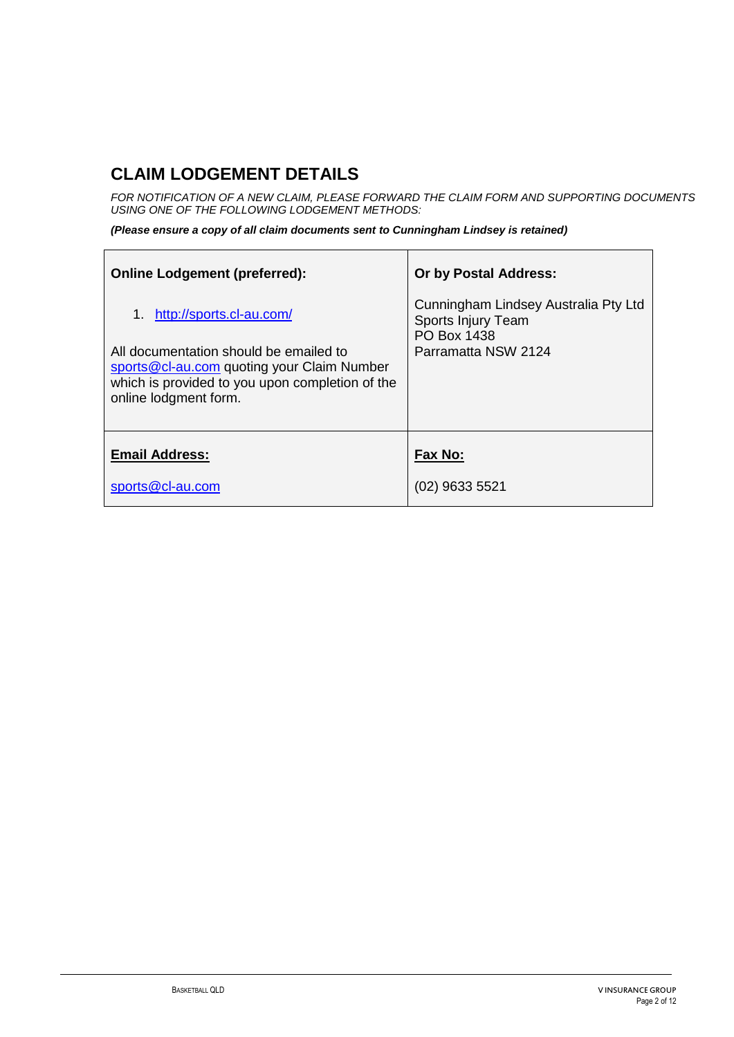## CLAIM LODGEMENT DETAILS

*FOR NOTIFICATION OF A NEW CLAIM, PLEASE FORWARD THE CLAIM FORM AND SUPPORTING DOCUMENTS USING ONE OF THE FOLLOWING LODGEMENT METHODS:*

***(Please ensure a copy of all claim documents sent to Cunningham Lindsey is retained)***

| **Online Lodgement (preferred):** | **Or by Postal Address:** |
| --- | --- |
| 1. http://sports.cl-au.com/<br><br>All documentation should be emailed to sports@cl-au.com quoting your Claim Number which is provided to you upon completion of the online lodgment form. | Cunningham Lindsey Australia Pty Ltd<br>Sports Injury Team<br>PO Box 1438<br>Parramatta NSW 2124 |
| **Email Address:**<br><br>sports@cl-au.com | **Fax No:**<br><br>(02) 9633 5521 |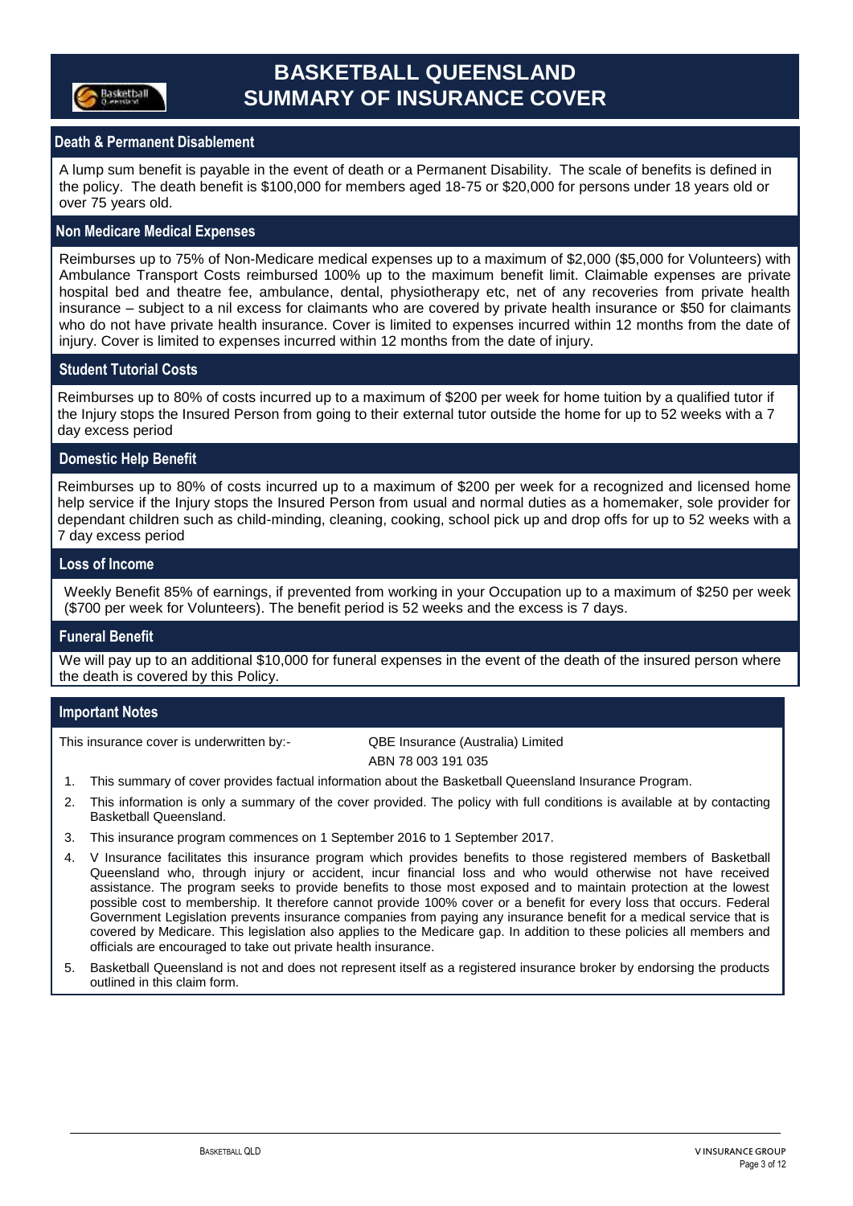# BASKETBALL QUEENSLAND SUMMARY OF INSURANCE COVER

## Death & Permanent Disablement

A lump sum benefit is payable in the event of death or a Permanent Disability. The scale of benefits is defined in the policy. The death benefit is $100,000 for members aged 18-75 or $20,000 for persons under 18 years old or over 75 years old.

## Non Medicare Medical Expenses

Reimburses up to 75% of Non-Medicare medical expenses up to a maximum of $2,000 ($5,000 for Volunteers) with Ambulance Transport Costs reimbursed 100% up to the maximum benefit limit. Claimable expenses are private hospital bed and theatre fee, ambulance, dental, physiotherapy etc, net of any recoveries from private health insurance – subject to a nil excess for claimants who are covered by private health insurance or $50 for claimants who do not have private health insurance. Cover is limited to expenses incurred within 12 months from the date of injury. Cover is limited to expenses incurred within 12 months from the date of injury.

## Student Tutorial Costs

Reimburses up to 80% of costs incurred up to a maximum of $200 per week for home tuition by a qualified tutor if the Injury stops the Insured Person from going to their external tutor outside the home for up to 52 weeks with a 7 day excess period

## Domestic Help Benefit

Reimburses up to 80% of costs incurred up to a maximum of $200 per week for a recognized and licensed home help service if the Injury stops the Insured Person from usual and normal duties as a homemaker, sole provider for dependant children such as child-minding, cleaning, cooking, school pick up and drop offs for up to 52 weeks with a 7 day excess period

## Loss of Income

Weekly Benefit 85% of earnings, if prevented from working in your Occupation up to a maximum of $250 per week ($700 per week for Volunteers). The benefit period is 52 weeks and the excess is 7 days.

## Funeral Benefit

We will pay up to an additional $10,000 for funeral expenses in the event of the death of the insured person where the death is covered by this Policy.

## Important Notes

This insurance cover is underwritten by:- QBE Insurance (Australia) Limited ABN 78 003 191 035

1. This summary of cover provides factual information about the Basketball Queensland Insurance Program.
2. This information is only a summary of the cover provided. The policy with full conditions is available at by contacting Basketball Queensland.
3. This insurance program commences on 1 September 2016 to 1 September 2017.
4. V Insurance facilitates this insurance program which provides benefits to those registered members of Basketball Queensland who, through injury or accident, incur financial loss and who would otherwise not have received assistance. The program seeks to provide benefits to those most exposed and to maintain protection at the lowest possible cost to membership. It therefore cannot provide 100% cover or a benefit for every loss that occurs. Federal Government Legislation prevents insurance companies from paying any insurance benefit for a medical service that is covered by Medicare. This legislation also applies to the Medicare gap. In addition to these policies all members and officials are encouraged to take out private health insurance.
5. Basketball Queensland is not and does not represent itself as a registered insurance broker by endorsing the products outlined in this claim form.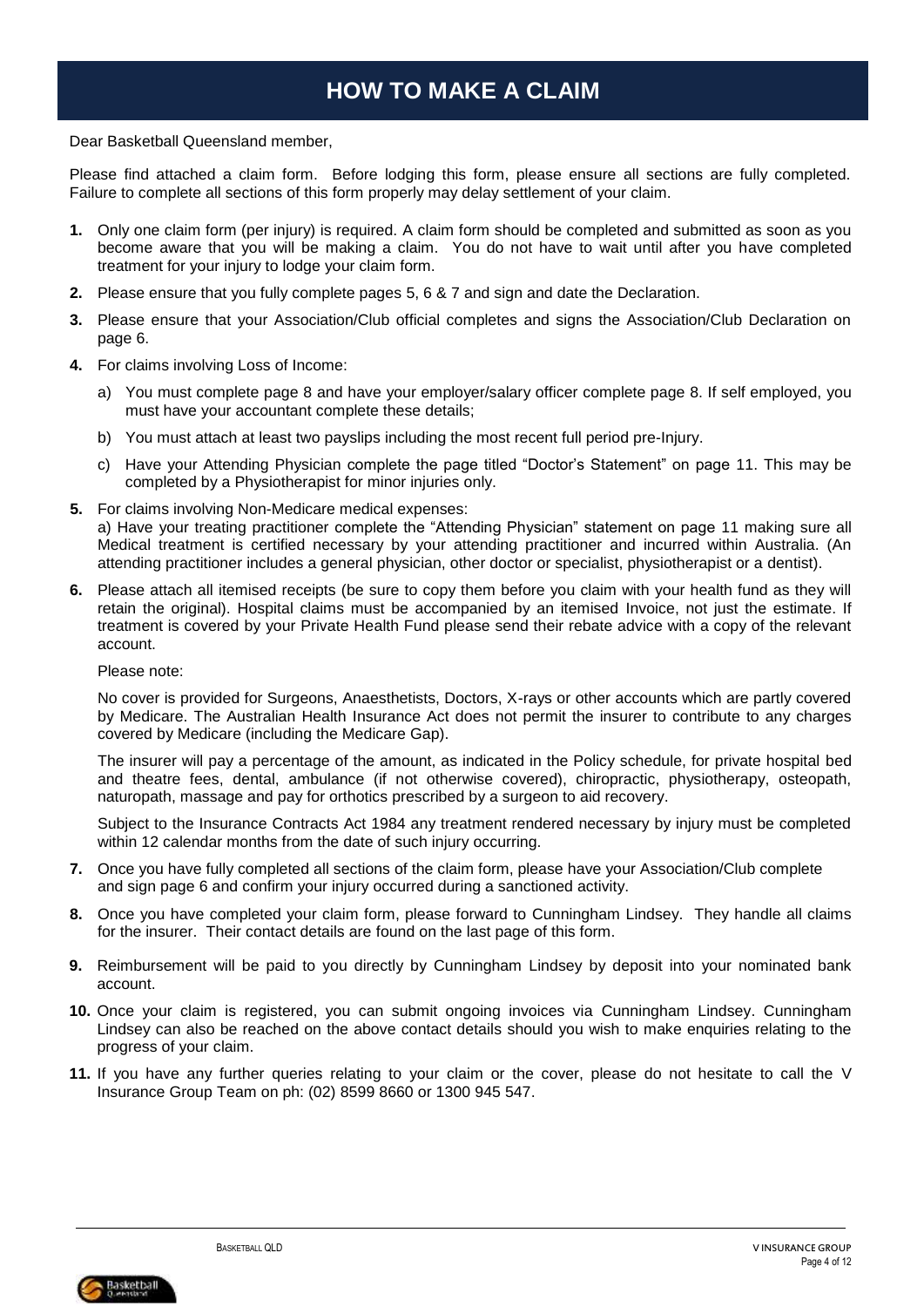# HOW TO MAKE A CLAIM

Dear Basketball Queensland member,

Please find attached a claim form. Before lodging this form, please ensure all sections are fully completed. Failure to complete all sections of this form properly may delay settlement of your claim.

1. Only one claim form (per injury) is required. A claim form should be completed and submitted as soon as you become aware that you will be making a claim. You do not have to wait until after you have completed treatment for your injury to lodge your claim form.

2. Please ensure that you fully complete pages 5, 6 & 7 and sign and date the Declaration.

3. Please ensure that your Association/Club official completes and signs the Association/Club Declaration on page 6.

4. For claims involving Loss of Income:

   a) You must complete page 8 and have your employer/salary officer complete page 8. If self employed, you must have your accountant complete these details;

   b) You must attach at least two payslips including the most recent full period pre-Injury.

   c) Have your Attending Physician complete the page titled "Doctor's Statement" on page 11. This may be completed by a Physiotherapist for minor injuries only.

5. For claims involving Non-Medicare medical expenses:
   a) Have your treating practitioner complete the "Attending Physician" statement on page 11 making sure all Medical treatment is certified necessary by your attending practitioner and incurred within Australia. (An attending practitioner includes a general physician, other doctor or specialist, physiotherapist or a dentist).

6. Please attach all itemised receipts (be sure to copy them before you claim with your health fund as they will retain the original). Hospital claims must be accompanied by an itemised Invoice, not just the estimate. If treatment is covered by your Private Health Fund please send their rebate advice with a copy of the relevant account.

   Please note:

   No cover is provided for Surgeons, Anaesthetists, Doctors, X-rays or other accounts which are partly covered by Medicare. The Australian Health Insurance Act does not permit the insurer to contribute to any charges covered by Medicare (including the Medicare Gap).

   The insurer will pay a percentage of the amount, as indicated in the Policy schedule, for private hospital bed and theatre fees, dental, ambulance (if not otherwise covered), chiropractic, physiotherapy, osteopath, naturopath, massage and pay for orthotics prescribed by a surgeon to aid recovery.

   Subject to the Insurance Contracts Act 1984 any treatment rendered necessary by injury must be completed within 12 calendar months from the date of such injury occurring.

7. Once you have fully completed all sections of the claim form, please have your Association/Club complete and sign page 6 and confirm your injury occurred during a sanctioned activity.

8. Once you have completed your claim form, please forward to Cunningham Lindsey. They handle all claims for the insurer. Their contact details are found on the last page of this form.

9. Reimbursement will be paid to you directly by Cunningham Lindsey by deposit into your nominated bank account.

10. Once your claim is registered, you can submit ongoing invoices via Cunningham Lindsey. Cunningham Lindsey can also be reached on the above contact details should you wish to make enquiries relating to the progress of your claim.

11. If you have any further queries relating to your claim or the cover, please do not hesitate to call the V Insurance Group Team on ph: (02) 8599 8660 or 1300 945 547.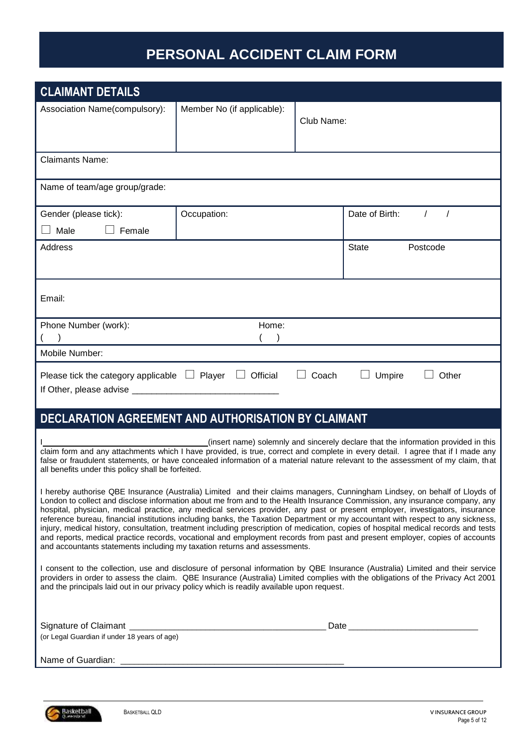# PERSONAL ACCIDENT CLAIM FORM

## CLAIMANT DETAILS

| Association Name(compulsory): | Member No (if applicable): | Club Name: |
|---|---|---|

Claimants Name:

Name of team/age group/grade:

| Gender (please tick): ☐ Male ☐ Female | Occupation: | Date of Birth: / / |
|---|---|---|
| Address | | State Postcode |

Email:

Phone Number (work): ( ) Home: ( )

Mobile Number:

Please tick the category applicable ☐ Player ☐ Official ☐ Coach ☐ Umpire ☐ Other

If Other, please advise ______________________________

## DECLARATION AGREEMENT AND AUTHORISATION BY CLAIMANT

I__________________________________(insert name) solemnly and sincerely declare that the information provided in this claim form and any attachments which I have provided, is true, correct and complete in every detail. I agree that if I made any false or fraudulent statements, or have concealed information of a material nature relevant to the assessment of my claim, that all benefits under this policy shall be forfeited.

I hereby authorise QBE Insurance (Australia) Limited and their claims managers, Cunningham Lindsey, on behalf of Lloyds of London to collect and disclose information about me from and to the Health Insurance Commission, any insurance company, any hospital, physician, medical practice, any medical services provider, any past or present employer, investigators, insurance reference bureau, financial institutions including banks, the Taxation Department or my accountant with respect to any sickness, injury, medical history, consultation, treatment including prescription of medication, copies of hospital medical records and tests and reports, medical practice records, vocational and employment records from past and present employer, copies of accounts and accountants statements including my taxation returns and assessments.

I consent to the collection, use and disclosure of personal information by QBE Insurance (Australia) Limited and their service providers in order to assess the claim. QBE Insurance (Australia) Limited complies with the obligations of the Privacy Act 2001 and the principals laid out in our privacy policy which is readily available upon request.

Signature of Claimant ________________________________________ Date __________________________

(or Legal Guardian if under 18 years of age)

Name of Guardian: ________________________________________________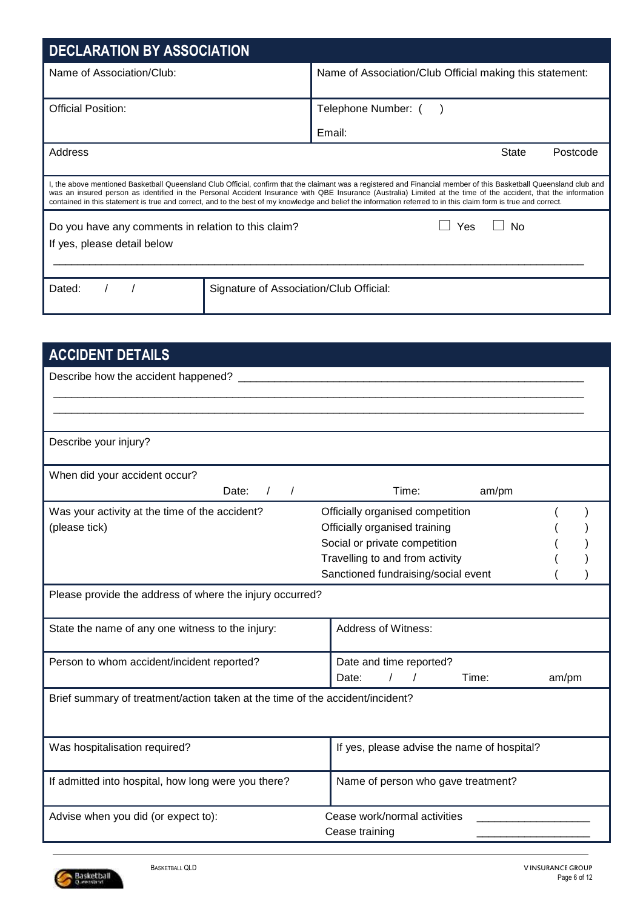## DECLARATION BY ASSOCIATION

| Name of Association/Club: | Name of Association/Club Official making this statement: |
|---|---|
| Official Position: | Telephone Number: ( )<br>Email: |

Address &nbsp;&nbsp;&nbsp;&nbsp;&nbsp;&nbsp;&nbsp;&nbsp;&nbsp;&nbsp;&nbsp;&nbsp;&nbsp;&nbsp;&nbsp;&nbsp;&nbsp;&nbsp;&nbsp;&nbsp;&nbsp;&nbsp;&nbsp;&nbsp;&nbsp;&nbsp;&nbsp;&nbsp;&nbsp;&nbsp; State &nbsp;&nbsp;&nbsp; Postcode

I, the above mentioned Basketball Queensland Club Official, confirm that the claimant was a registered and Financial member of this Basketball Queensland club and was an insured person as identified in the Personal Accident Insurance with QBE Insurance (Australia) Limited at the time of the accident, that the information contained in this statement is true and correct, and to the best of my knowledge and belief the information referred to in this claim form is true and correct.

Do you have any comments in relation to this claim? ☐ Yes ☐ No

If yes, please detail below

_______________________________________________________________________________

| Dated: / / | Signature of Association/Club Official: |
|---|---|

## ACCIDENT DETAILS

Describe how the accident happened? ___________________________________________________

_______________________________________________________________________________

_______________________________________________________________________________

Describe your injury?

When did your accident occur?

Date: / / &nbsp;&nbsp;&nbsp;&nbsp; Time: am/pm

| Was your activity at the time of the accident? (please tick) | |
|---|---|
| Officially organised competition | ( ) |
| Officially organised training | ( ) |
| Social or private competition | ( ) |
| Travelling to and from activity | ( ) |
| Sanctioned fundraising/social event | ( ) |

Please provide the address of where the injury occurred?

| State the name of any one witness to the injury: | Address of Witness: |
|---|---|
| Person to whom accident/incident reported? | Date and time reported?<br>Date: / / Time: am/pm |

Brief summary of treatment/action taken at the time of the accident/incident?

| Was hospitalisation required? | If yes, please advise the name of hospital? |
|---|---|
| If admitted into hospital, how long were you there? | Name of person who gave treatment? |

Advise when you did (or expect to):

Cease work/normal activities ___________________

Cease training ___________________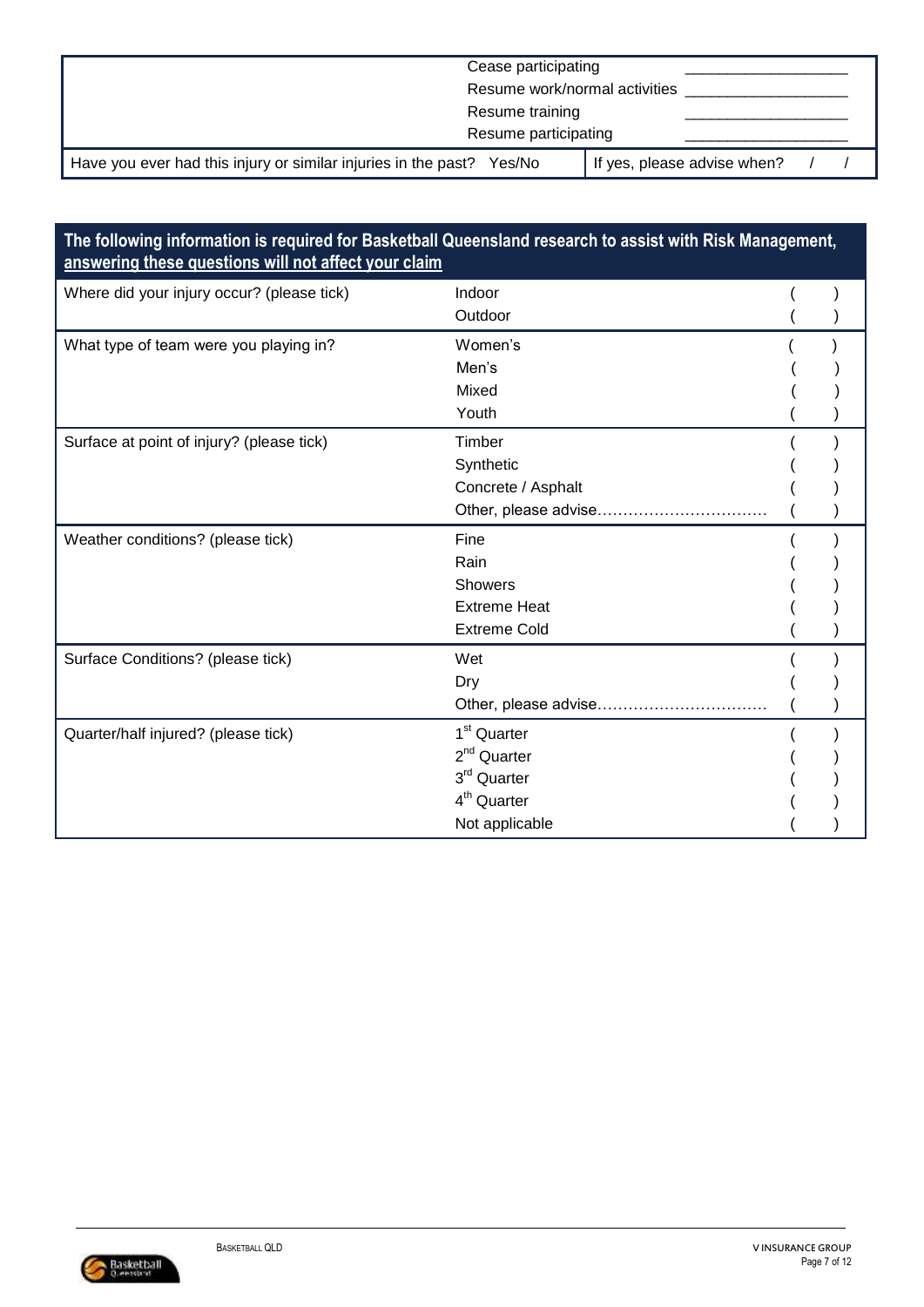| | |
|---|---|
| | Cease participating \_\_\_\_\_\_\_\_\_\_\_\_\_\_\_\_\_\_ |
| | Resume work/normal activities \_\_\_\_\_\_\_\_\_\_\_\_\_\_\_\_\_\_ |
| | Resume training \_\_\_\_\_\_\_\_\_\_\_\_\_\_\_\_\_\_ |
| | Resume participating \_\_\_\_\_\_\_\_\_\_\_\_\_\_\_\_\_\_ |
| Have you ever had this injury or similar injuries in the past? Yes/No | If yes, please advise when? / / |

**The following information is required for Basketball Queensland research to assist with Risk Management, answering these questions will not affect your claim**

| Question | Option | Tick |
|---|---|---|
| Where did your injury occur? (please tick) | Indoor | ( ) |
| | Outdoor | ( ) |
| What type of team were you playing in? | Women's | ( ) |
| | Men's | ( ) |
| | Mixed | ( ) |
| | Youth | ( ) |
| Surface at point of injury? (please tick) | Timber | ( ) |
| | Synthetic | ( ) |
| | Concrete / Asphalt | ( ) |
| | Other, please advise................................ | ( ) |
| Weather conditions? (please tick) | Fine | ( ) |
| | Rain | ( ) |
| | Showers | ( ) |
| | Extreme Heat | ( ) |
| | Extreme Cold | ( ) |
| Surface Conditions? (please tick) | Wet | ( ) |
| | Dry | ( ) |
| | Other, please advise................................ | ( ) |
| Quarter/half injured? (please tick) | 1st Quarter | ( ) |
| | 2nd Quarter | ( ) |
| | 3rd Quarter | ( ) |
| | 4th Quarter | ( ) |
| | Not applicable | ( ) |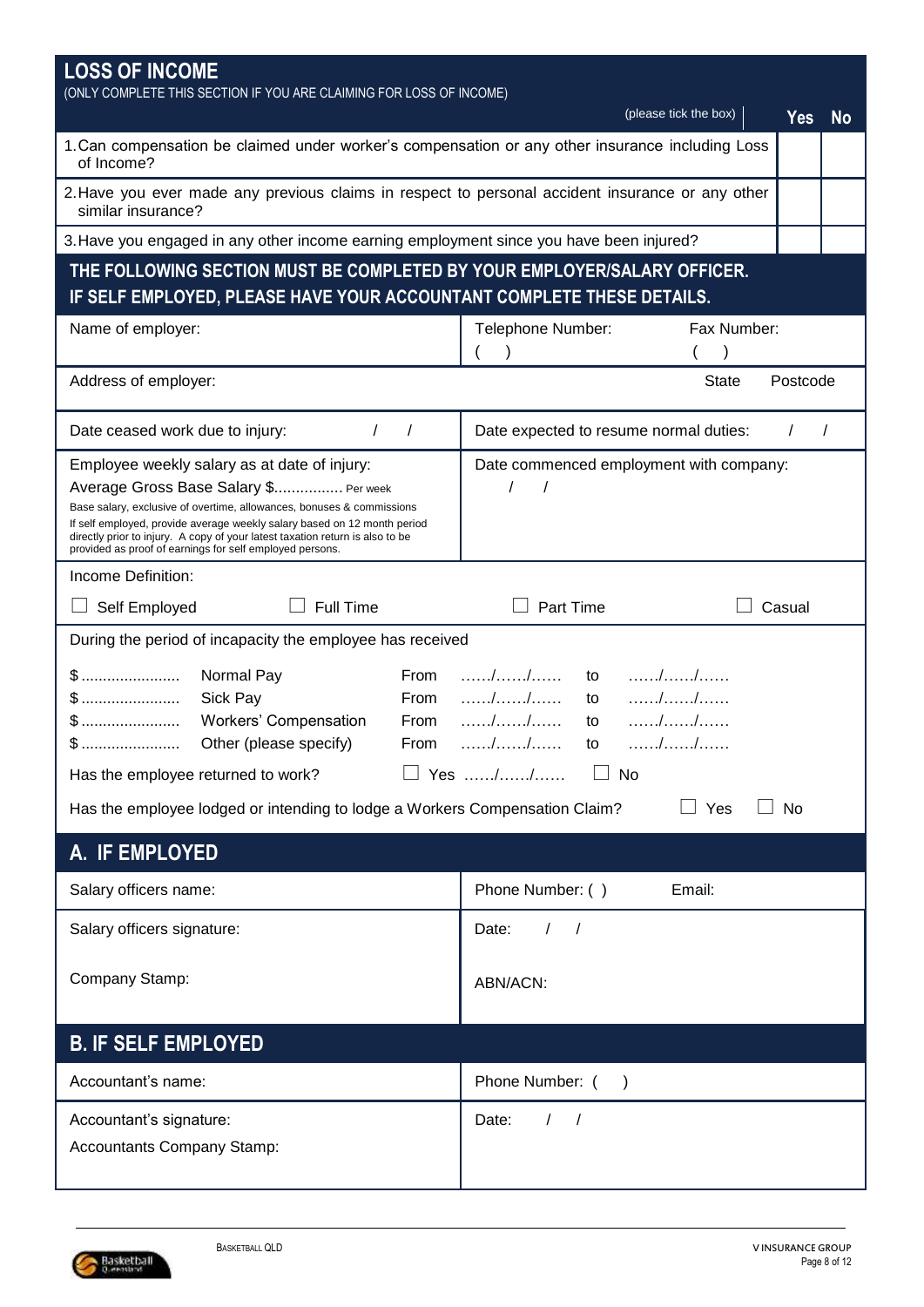## LOSS OF INCOME

(ONLY COMPLETE THIS SECTION IF YOU ARE CLAIMING FOR LOSS OF INCOME)

| (please tick the box) | Yes | No |
|---|---|---|
| 1. Can compensation be claimed under worker's compensation or any other insurance including Loss of Income? | | |
| 2. Have you ever made any previous claims in respect to personal accident insurance or any other similar insurance? | | |
| 3. Have you engaged in any other income earning employment since you have been injured? | | |

### THE FOLLOWING SECTION MUST BE COMPLETED BY YOUR EMPLOYER/SALARY OFFICER. IF SELF EMPLOYED, PLEASE HAVE YOUR ACCOUNTANT COMPLETE THESE DETAILS.

| | |
|---|---|
| Name of employer: | Telephone Number: ( ) Fax Number: ( ) |
| Address of employer: | State Postcode |
| Date ceased work due to injury: / / | Date expected to resume normal duties: / / |
| Employee weekly salary as at date of injury:<br>Average Gross Base Salary $................ Per week<br>Base salary, exclusive of overtime, allowances, bonuses & commissions<br>If self employed, provide average weekly salary based on 12 month period directly prior to injury. A copy of your latest taxation return is also to be provided as proof of earnings for self employed persons. | Date commenced employment with company:<br>/ / |

Income Definition:

☐ Self Employed ☐ Full Time ☐ Part Time ☐ Casual

During the period of incapacity the employee has received

| | | | | | |
|---|---|---|---|---|---|
| $ ....................... | Normal Pay | From | ……/……/…… | to | ……/……/…… |
| $ ....................... | Sick Pay | From | ……/……/…… | to | ……/……/…… |
| $ ....................... | Workers' Compensation | From | ……/……/…… | to | ……/……/…… |
| $ ....................... | Other (please specify) | From | ……/……/…… | to | ……/……/…… |

Has the employee returned to work? ☐ Yes ……/……/…… ☐ No

Has the employee lodged or intending to lodge a Workers Compensation Claim? ☐ Yes ☐ No

### A. IF EMPLOYED

| | |
|---|---|
| Salary officers name: | Phone Number: ( ) Email: |
| Salary officers signature:<br><br>Company Stamp: | Date: / /<br><br>ABN/ACN: |

### B. IF SELF EMPLOYED

| | |
|---|---|
| Accountant's name: | Phone Number: ( ) |
| Accountant's signature:<br>Accountants Company Stamp: | Date: / / |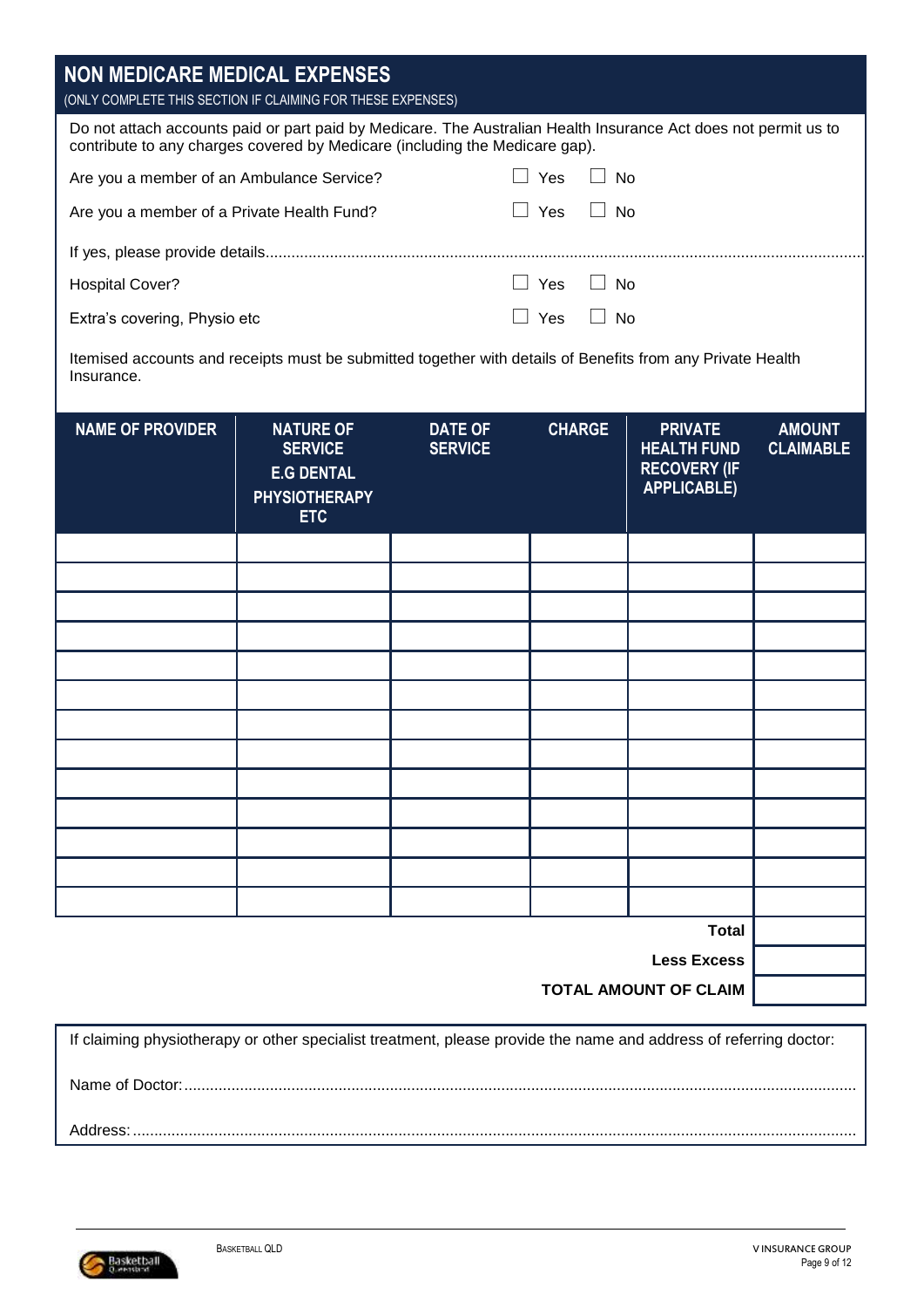## NON MEDICARE MEDICAL EXPENSES

(ONLY COMPLETE THIS SECTION IF CLAIMING FOR THESE EXPENSES)

Do not attach accounts paid or part paid by Medicare. The Australian Health Insurance Act does not permit us to contribute to any charges covered by Medicare (including the Medicare gap).

Are you a member of an Ambulance Service? ☐ Yes ☐ No

Are you a member of a Private Health Fund? ☐ Yes ☐ No

If yes, please provide details.............................................................................................................................................

Hospital Cover? ☐ Yes ☐ No

Extra's covering, Physio etc ☐ Yes ☐ No

Itemised accounts and receipts must be submitted together with details of Benefits from any Private Health Insurance.

| NAME OF PROVIDER | NATURE OF SERVICE E.G DENTAL PHYSIOTHERAPY ETC | DATE OF SERVICE | CHARGE | PRIVATE HEALTH FUND RECOVERY (IF APPLICABLE) | AMOUNT CLAIMABLE |
|---|---|---|---|---|---|
| | | | | | |
| | | | | | |
| | | | | | |
| | | | | | |
| | | | | | |
| | | | | | |
| | | | | | |
| | | | | | |
| | | | | | |
| | | | | | |
| | | | | | |
| | | | | | |
| | | | | | |
| | | | | **Total** | |
| | | | | **Less Excess** | |
| | | | | **TOTAL AMOUNT OF CLAIM** | |

If claiming physiotherapy or other specialist treatment, please provide the name and address of referring doctor:

Name of Doctor:...........................................................................................................................................................

Address:.......................................................................................................................................................................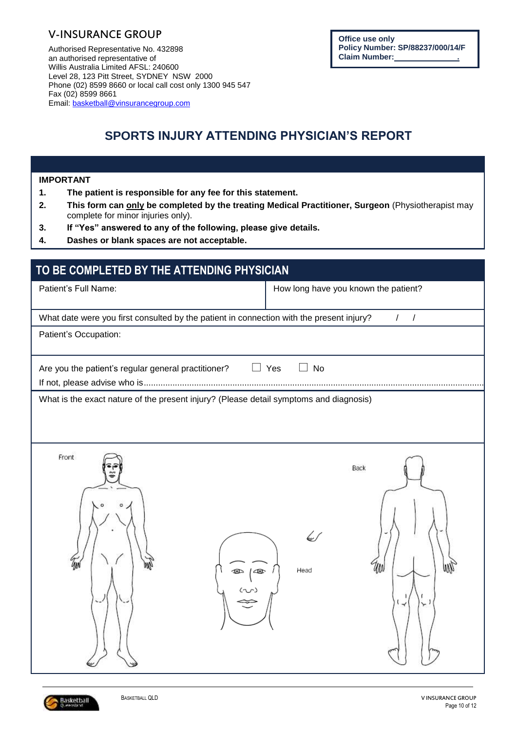V-INSURANCE GROUP

Authorised Representative No. 432898
an authorised representative of
Willis Australia Limited AFSL: 240600
Level 28, 123 Pitt Street, SYDNEY NSW 2000
Phone (02) 8599 8660 or local call cost only 1300 945 547
Fax (02) 8599 8661
Email: basketball@vinsurancegroup.com

**Office use only**
**Policy Number: SP/88237/000/14/F**
**Claim Number:\_\_\_\_\_\_\_\_\_\_\_\_\_\_.**

# SPORTS INJURY ATTENDING PHYSICIAN'S REPORT

**IMPORTANT**

1. **The patient is responsible for any fee for this statement.**
2. **This form can only be completed by the treating Medical Practitioner, Surgeon** (Physiotherapist may complete for minor injuries only).
3. **If "Yes" answered to any of the following, please give details.**
4. **Dashes or blank spaces are not acceptable.**

## TO BE COMPLETED BY THE ATTENDING PHYSICIAN

| Patient's Full Name: | How long have you known the patient? |
|---|---|
| What date were you first consulted by the patient in connection with the present injury? / / | |
| Patient's Occupation: | |
| Are you the patient's regular general practitioner? ☐ Yes ☐ No<br>If not, please advise who is.......................................... | |
| What is the exact nature of the present injury? (Please detail symptoms and diagnosis) | |

Front

Head

Back

Basketball Queensland

BASKETBALL QLD

V INSURANCE GROUP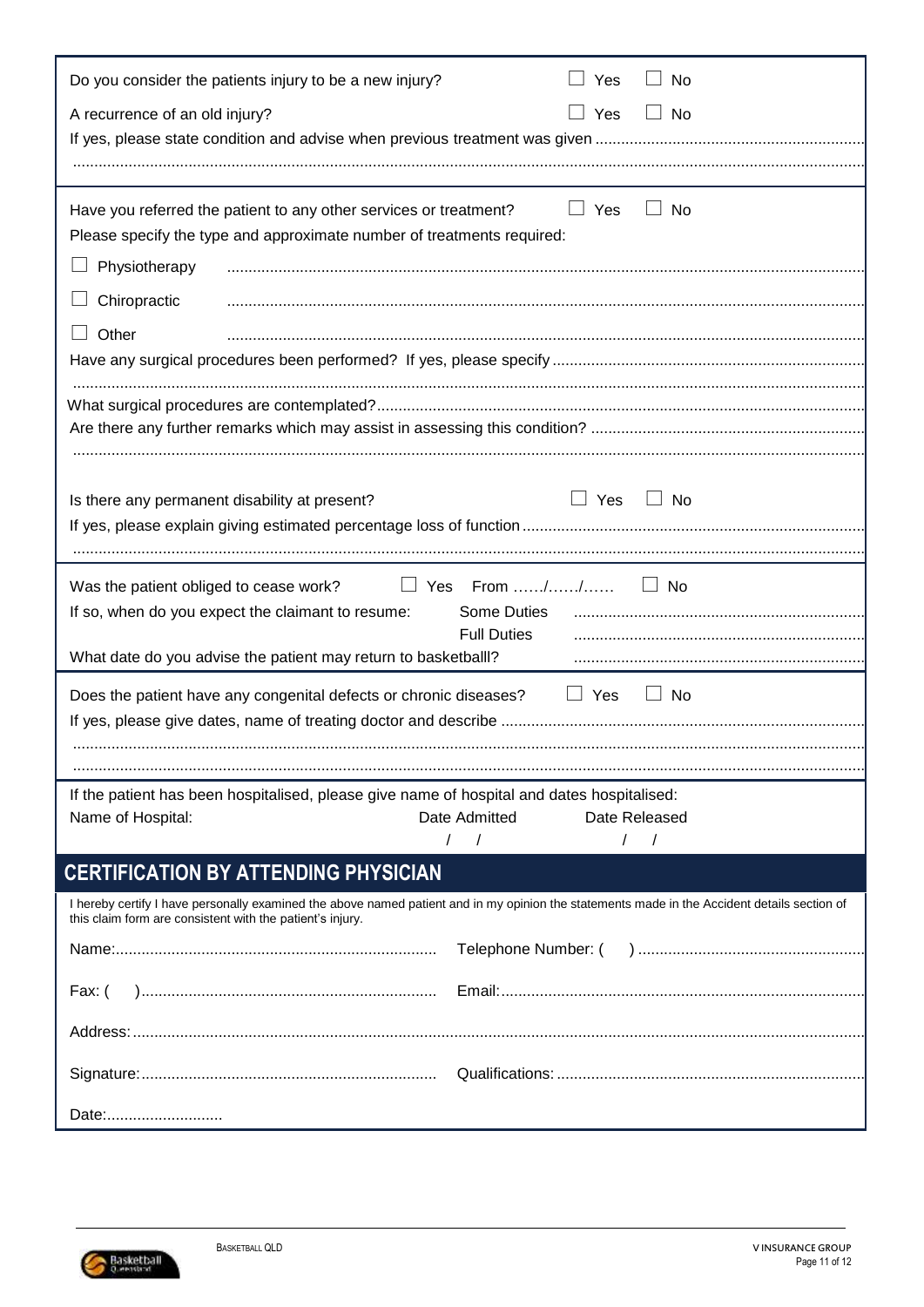Do you consider the patients injury to be a new injury? ☐ Yes ☐ No

A recurrence of an old injury? ☐ Yes ☐ No

If yes, please state condition and advise when previous treatment was given ..............................................................

.......................................................................................................................................................................

Have you referred the patient to any other services or treatment? ☐ Yes ☐ No

Please specify the type and approximate number of treatments required:

☐ Physiotherapy ..................................................................................................................................................

☐ Chiropractic ..................................................................................................................................................

☐ Other ..................................................................................................................................................

Have any surgical procedures been performed? If yes, please specify ........................................................................

.......................................................................................................................................................................

What surgical procedures are contemplated?................................................................................................................

Are there any further remarks which may assist in assessing this condition? ..............................................................

.......................................................................................................................................................................

Is there any permanent disability at present? ☐ Yes ☐ No

If yes, please explain giving estimated percentage loss of function ..............................................................................

.......................................................................................................................................................................

Was the patient obliged to cease work? ☐ Yes From ……/……/…… ☐ No

If so, when do you expect the claimant to resume: Some Duties ..................................................................

Full Duties ..................................................................

What date do you advise the patient may return to basketballl? ..................................................................

Does the patient have any congenital defects or chronic diseases? ☐ Yes ☐ No

If yes, please give dates, name of treating doctor and describe ...................................................................................

.......................................................................................................................................................................

.......................................................................................................................................................................

If the patient has been hospitalised, please give name of hospital and dates hospitalised:

| Name of Hospital: | Date Admitted | Date Released |
|---|---|---|
| | / / | / / |

## CERTIFICATION BY ATTENDING PHYSICIAN

I hereby certify I have personally examined the above named patient and in my opinion the statements made in the Accident details section of this claim form are consistent with the patient's injury.

Name:.......................................................................... Telephone Number: ( ) ....................................................

Fax: ( )..................................................................... Email:....................................................................................

Address:.......................................................................................................................................................................

Signature:.................................................................... Qualifications: .......................................................................

Date:...........................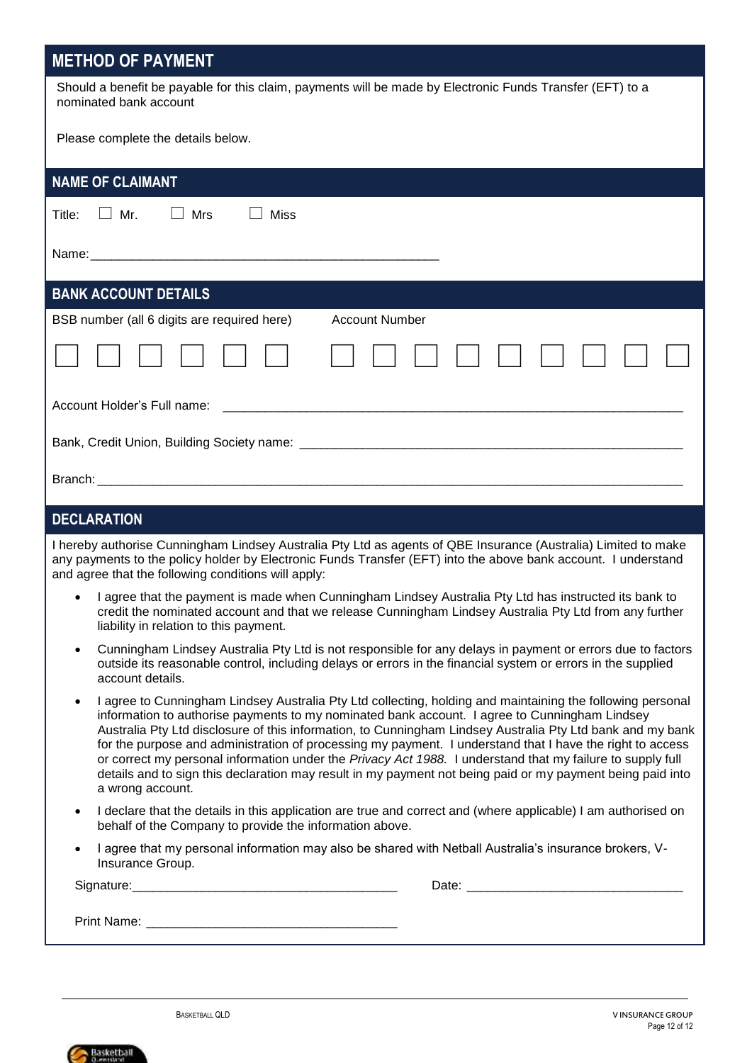## METHOD OF PAYMENT

Should a benefit be payable for this claim, payments will be made by Electronic Funds Transfer (EFT) to a nominated bank account

Please complete the details below.

## NAME OF CLAIMANT

Title: ☐ Mr. ☐ Mrs ☐ Miss

Name: ___________________________________________________

## BANK ACCOUNT DETAILS

BSB number (all 6 digits are required here) Account Number

☐ ☐ ☐ ☐ ☐ ☐ ☐ ☐ ☐ ☐ ☐ ☐ ☐ ☐ ☐

Account Holder's Full name: ___________________________________________________

Bank, Credit Union, Building Society name: ___________________________________________________

Branch: ___________________________________________________

## DECLARATION

I hereby authorise Cunningham Lindsey Australia Pty Ltd as agents of QBE Insurance (Australia) Limited to make any payments to the policy holder by Electronic Funds Transfer (EFT) into the above bank account. I understand and agree that the following conditions will apply:

- I agree that the payment is made when Cunningham Lindsey Australia Pty Ltd has instructed its bank to credit the nominated account and that we release Cunningham Lindsey Australia Pty Ltd from any further liability in relation to this payment.
- Cunningham Lindsey Australia Pty Ltd is not responsible for any delays in payment or errors due to factors outside its reasonable control, including delays or errors in the financial system or errors in the supplied account details.
- I agree to Cunningham Lindsey Australia Pty Ltd collecting, holding and maintaining the following personal information to authorise payments to my nominated bank account. I agree to Cunningham Lindsey Australia Pty Ltd disclosure of this information, to Cunningham Lindsey Australia Pty Ltd bank and my bank for the purpose and administration of processing my payment. I understand that I have the right to access or correct my personal information under the *Privacy Act 1988.* I understand that my failure to supply full details and to sign this declaration may result in my payment not being paid or my payment being paid into a wrong account.
- I declare that the details in this application are true and correct and (where applicable) I am authorised on behalf of the Company to provide the information above.
- I agree that my personal information may also be shared with Netball Australia's insurance brokers, V-Insurance Group.

Signature: ______________________________________ Date: ______________________________

Print Name: ____________________________________